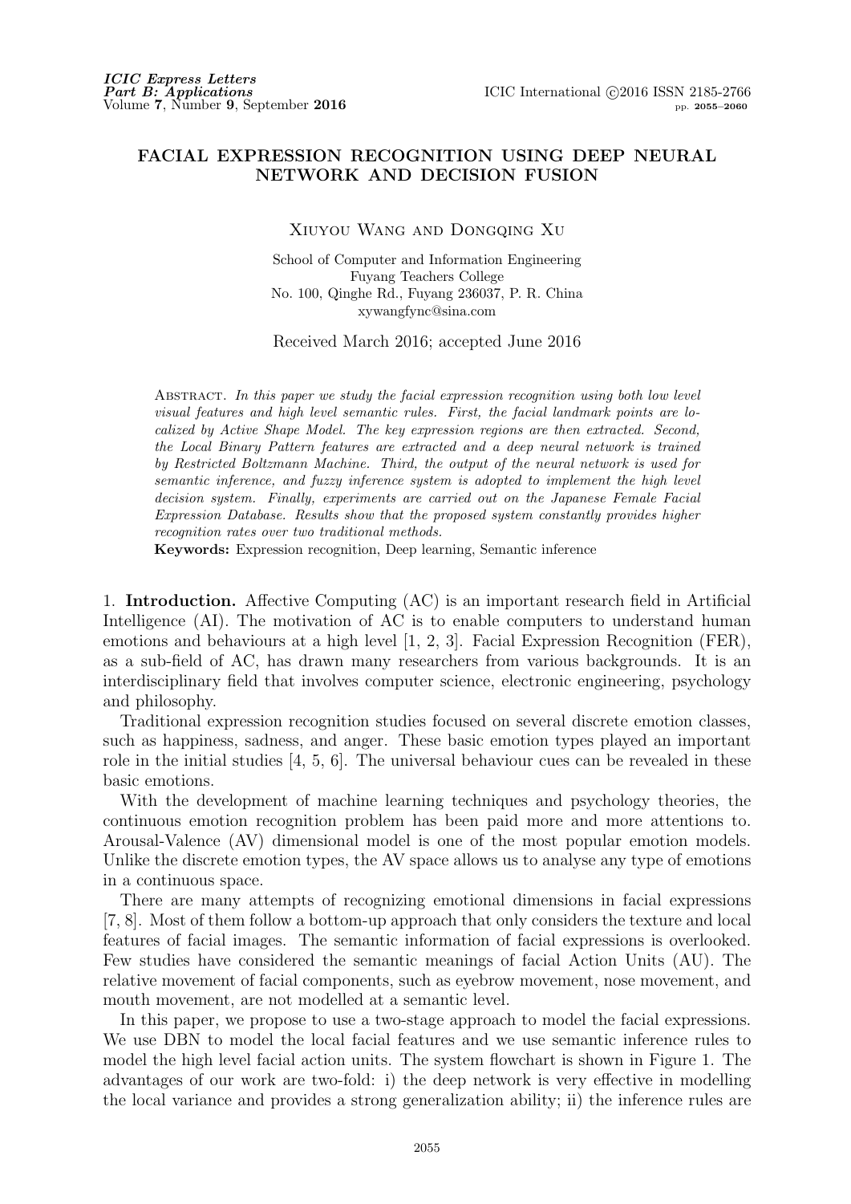# FACIAL EXPRESSION RECOGNITION USING DEEP NEURAL NETWORK AND DECISION FUSION

Xiuyou Wang and Dongqing Xu

School of Computer and Information Engineering
Fuyang Teachers College
No. 100, Qinghe Rd., Fuyang 236037, P. R. China
xywangfync@sina.com

Received March 2016; accepted June 2016

Abstract. *In this paper we study the facial expression recognition using both low level visual features and high level semantic rules. First, the facial landmark points are localized by Active Shape Model. The key expression regions are then extracted. Second, the Local Binary Pattern features are extracted and a deep neural network is trained by Restricted Boltzmann Machine. Third, the output of the neural network is used for semantic inference, and fuzzy inference system is adopted to implement the high level decision system. Finally, experiments are carried out on the Japanese Female Facial Expression Database. Results show that the proposed system constantly provides higher recognition rates over two traditional methods.*

**Keywords:** Expression recognition, Deep learning, Semantic inference

## 1. Introduction.

Affective Computing (AC) is an important research field in Artificial Intelligence (AI). The motivation of AC is to enable computers to understand human emotions and behaviours at a high level [1, 2, 3]. Facial Expression Recognition (FER), as a sub-field of AC, has drawn many researchers from various backgrounds. It is an interdisciplinary field that involves computer science, electronic engineering, psychology and philosophy.

Traditional expression recognition studies focused on several discrete emotion classes, such as happiness, sadness, and anger. These basic emotion types played an important role in the initial studies [4, 5, 6]. The universal behaviour cues can be revealed in these basic emotions.

With the development of machine learning techniques and psychology theories, the continuous emotion recognition problem has been paid more and more attentions to. Arousal-Valence (AV) dimensional model is one of the most popular emotion models. Unlike the discrete emotion types, the AV space allows us to analyse any type of emotions in a continuous space.

There are many attempts of recognizing emotional dimensions in facial expressions [7, 8]. Most of them follow a bottom-up approach that only considers the texture and local features of facial images. The semantic information of facial expressions is overlooked. Few studies have considered the semantic meanings of facial Action Units (AU). The relative movement of facial components, such as eyebrow movement, nose movement, and mouth movement, are not modelled at a semantic level.

In this paper, we propose to use a two-stage approach to model the facial expressions. We use DBN to model the local facial features and we use semantic inference rules to model the high level facial action units. The system flowchart is shown in Figure 1. The advantages of our work are two-fold: i) the deep network is very effective in modelling the local variance and provides a strong generalization ability; ii) the inference rules are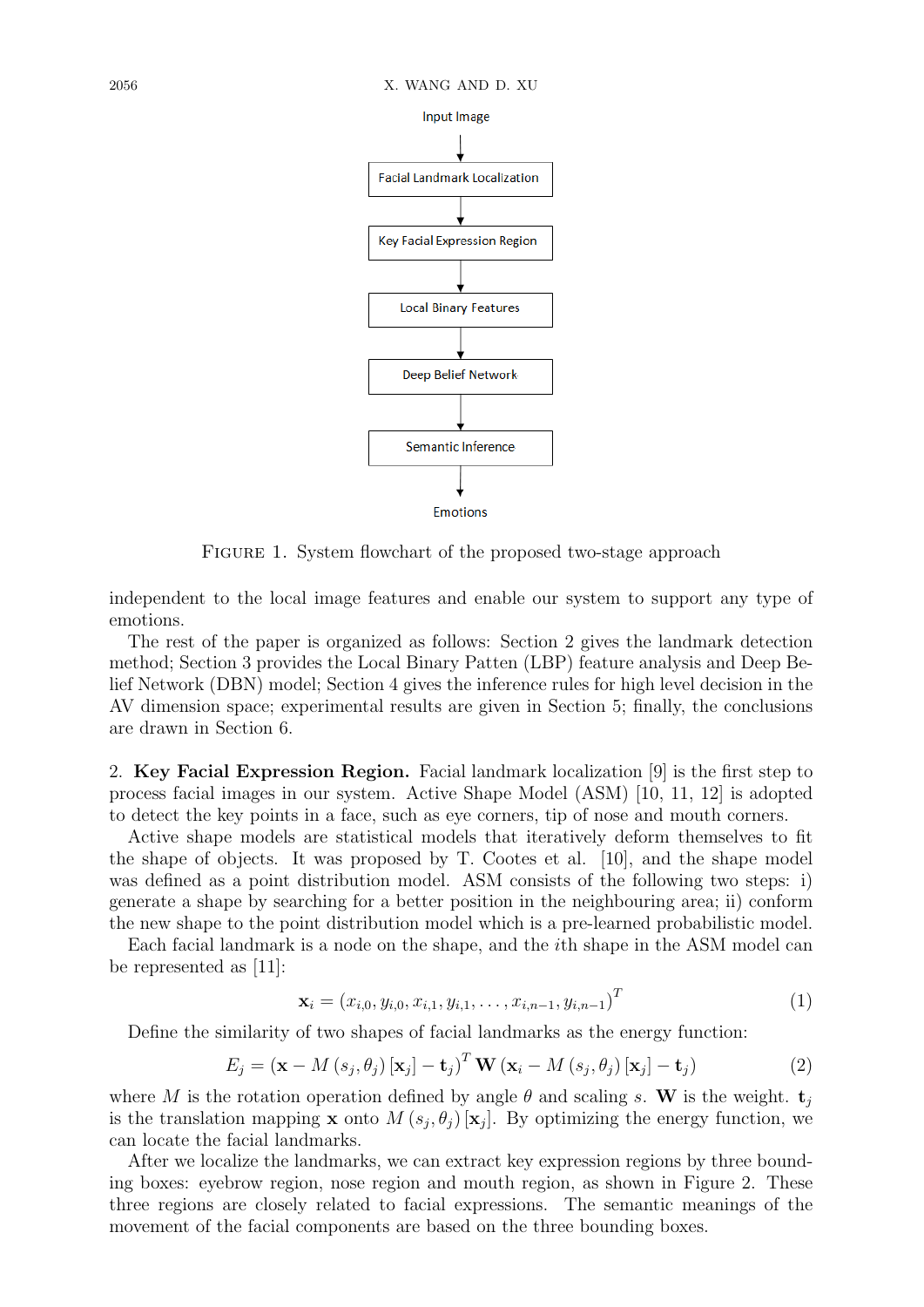Input Image

Facial Landmark Localization

Key Facial Expression Region

Local Binary Features

Deep Belief Network

Semantic Inference

Emotions

FIGURE 1. System flowchart of the proposed two-stage approach

independent to the local image features and enable our system to support any type of emotions.

The rest of the paper is organized as follows: Section 2 gives the landmark detection method; Section 3 provides the Local Binary Patten (LBP) feature analysis and Deep Belief Network (DBN) model; Section 4 gives the inference rules for high level decision in the AV dimension space; experimental results are given in Section 5; finally, the conclusions are drawn in Section 6.

## 2. Key Facial Expression Region.

Facial landmark localization [9] is the first step to process facial images in our system. Active Shape Model (ASM) [10, 11, 12] is adopted to detect the key points in a face, such as eye corners, tip of nose and mouth corners.

Active shape models are statistical models that iteratively deform themselves to fit the shape of objects. It was proposed by T. Cootes et al. [10], and the shape model was defined as a point distribution model. ASM consists of the following two steps: i) generate a shape by searching for a better position in the neighbouring area; ii) conform the new shape to the point distribution model which is a pre-learned probabilistic model.

Each facial landmark is a node on the shape, and the $i$th shape in the ASM model can be represented as [11]:

$$\mathbf{x}_i = (x_{i,0}, y_{i,0}, x_{i,1}, y_{i,1}, \dots, x_{i,n-1}, y_{i,n-1})^T \tag{1}$$

Define the similarity of two shapes of facial landmarks as the energy function:

$$E_j = (\mathbf{x} - M(s_j, \theta_j)[\mathbf{x}_j] - \mathbf{t}_j)^T \mathbf{W} (\mathbf{x}_i - M(s_j, \theta_j)[\mathbf{x}_j] - \mathbf{t}_j) \tag{2}$$

where $M$ is the rotation operation defined by angle $\theta$ and scaling $s$. $\mathbf{W}$ is the weight. $\mathbf{t}_j$ is the translation mapping $\mathbf{x}$ onto $M(s_j, \theta_j)[\mathbf{x}_j]$. By optimizing the energy function, we can locate the facial landmarks.

After we localize the landmarks, we can extract key expression regions by three bounding boxes: eyebrow region, nose region and mouth region, as shown in Figure 2. These three regions are closely related to facial expressions. The semantic meanings of the movement of the facial components are based on the three bounding boxes.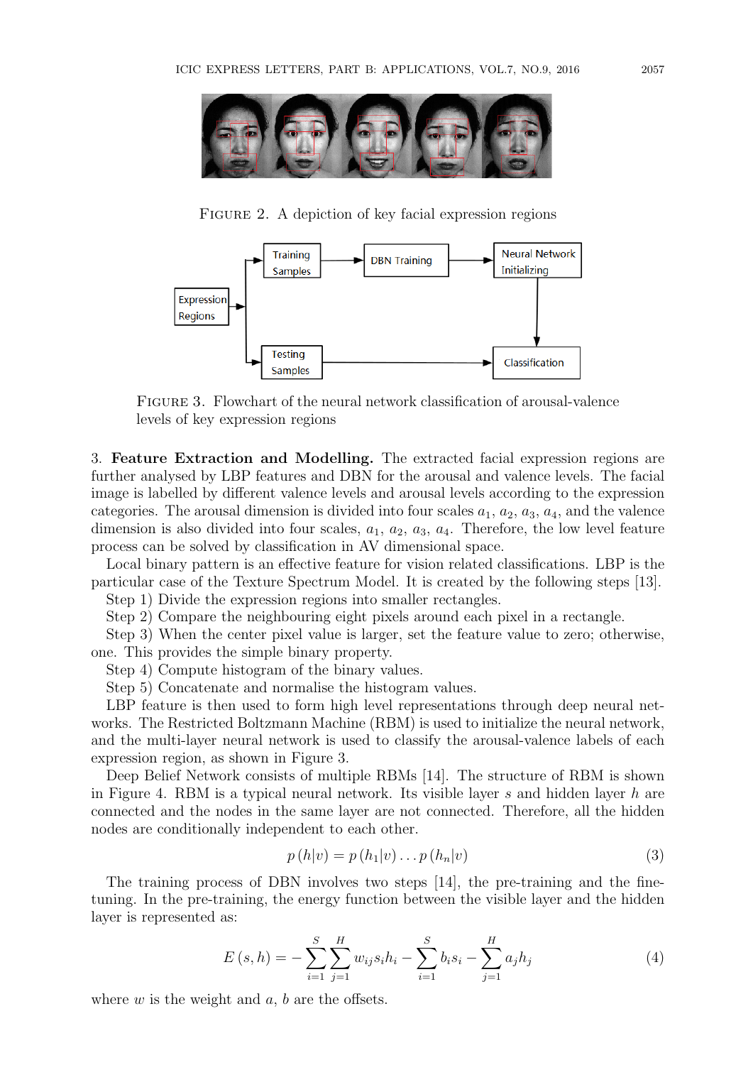FIGURE 2. A depiction of key facial expression regions

FIGURE 3. Flowchart of the neural network classification of arousal-valence levels of key expression regions

3. **Feature Extraction and Modelling.** The extracted facial expression regions are further analysed by LBP features and DBN for the arousal and valence levels. The facial image is labelled by different valence levels and arousal levels according to the expression categories. The arousal dimension is divided into four scales $a_1$, $a_2$, $a_3$, $a_4$, and the valence dimension is also divided into four scales, $a_1$, $a_2$, $a_3$, $a_4$. Therefore, the low level feature process can be solved by classification in AV dimensional space.

Local binary pattern is an effective feature for vision related classifications. LBP is the particular case of the Texture Spectrum Model. It is created by the following steps [13].

Step 1) Divide the expression regions into smaller rectangles.

Step 2) Compare the neighbouring eight pixels around each pixel in a rectangle.

Step 3) When the center pixel value is larger, set the feature value to zero; otherwise, one. This provides the simple binary property.

Step 4) Compute histogram of the binary values.

Step 5) Concatenate and normalise the histogram values.

LBP feature is then used to form high level representations through deep neural networks. The Restricted Boltzmann Machine (RBM) is used to initialize the neural network, and the multi-layer neural network is used to classify the arousal-valence labels of each expression region, as shown in Figure 3.

Deep Belief Network consists of multiple RBMs [14]. The structure of RBM is shown in Figure 4. RBM is a typical neural network. Its visible layer $s$ and hidden layer $h$ are connected and the nodes in the same layer are not connected. Therefore, all the hidden nodes are conditionally independent to each other.

$$p\left(h|v\right) = p\left(h_1|v\right) \dots p\left(h_n|v\right) \tag{3}$$

The training process of DBN involves two steps [14], the pre-training and the fine-tuning. In the pre-training, the energy function between the visible layer and the hidden layer is represented as:

$$E\left(s,h\right) = -\sum_{i=1}^{S}\sum_{j=1}^{H} w_{ij} s_i h_i - \sum_{i=1}^{S} b_i s_i - \sum_{j=1}^{H} a_j h_j \tag{4}$$

where $w$ is the weight and $a$, $b$ are the offsets.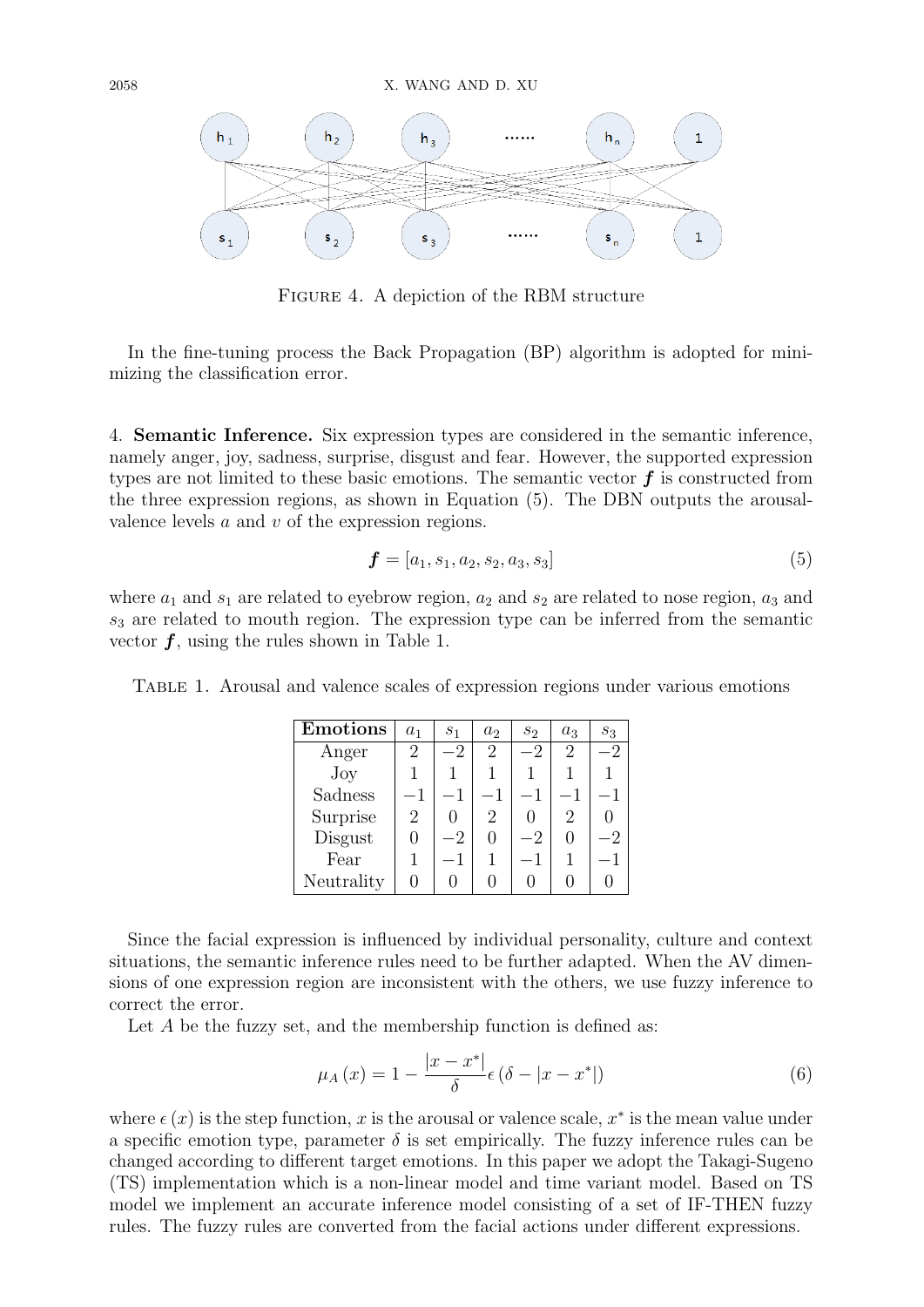FIGURE 4. A depiction of the RBM structure

In the fine-tuning process the Back Propagation (BP) algorithm is adopted for minimizing the classification error.

4. **Semantic Inference.** Six expression types are considered in the semantic inference, namely anger, joy, sadness, surprise, disgust and fear. However, the supported expression types are not limited to these basic emotions. The semantic vector $\boldsymbol{f}$ is constructed from the three expression regions, as shown in Equation (5). The DBN outputs the arousal-valence levels $a$ and $v$ of the expression regions.

$$\boldsymbol{f} = [a_1, s_1, a_2, s_2, a_3, s_3] \tag{5}$$

where $a_1$ and $s_1$ are related to eyebrow region, $a_2$ and $s_2$ are related to nose region, $a_3$ and $s_3$ are related to mouth region. The expression type can be inferred from the semantic vector $\boldsymbol{f}$, using the rules shown in Table 1.

TABLE 1. Arousal and valence scales of expression regions under various emotions

| **Emotions** | $a_1$ | $s_1$ | $a_2$ | $s_2$ | $a_3$ | $s_3$ |
|---|---|---|---|---|---|---|
| Anger | 2 | $-2$ | 2 | $-2$ | 2 | $-2$ |
| Joy | 1 | 1 | 1 | 1 | 1 | 1 |
| Sadness | $-1$ | $-1$ | $-1$ | $-1$ | $-1$ | $-1$ |
| Surprise | 2 | 0 | 2 | 0 | 2 | 0 |
| Disgust | 0 | $-2$ | 0 | $-2$ | 0 | $-2$ |
| Fear | 1 | $-1$ | 1 | $-1$ | 1 | $-1$ |
| Neutrality | 0 | 0 | 0 | 0 | 0 | 0 |

Since the facial expression is influenced by individual personality, culture and context situations, the semantic inference rules need to be further adapted. When the AV dimensions of one expression region are inconsistent with the others, we use fuzzy inference to correct the error.

Let $A$ be the fuzzy set, and the membership function is defined as:

$$\mu_A(x) = 1 - \frac{|x - x^*|}{\delta} \epsilon\left(\delta - |x - x^*|\right) \tag{6}$$

where $\epsilon(x)$ is the step function, $x$ is the arousal or valence scale, $x^*$ is the mean value under a specific emotion type, parameter $\delta$ is set empirically. The fuzzy inference rules can be changed according to different target emotions. In this paper we adopt the Takagi-Sugeno (TS) implementation which is a non-linear model and time variant model. Based on TS model we implement an accurate inference model consisting of a set of IF-THEN fuzzy rules. The fuzzy rules are converted from the facial actions under different expressions.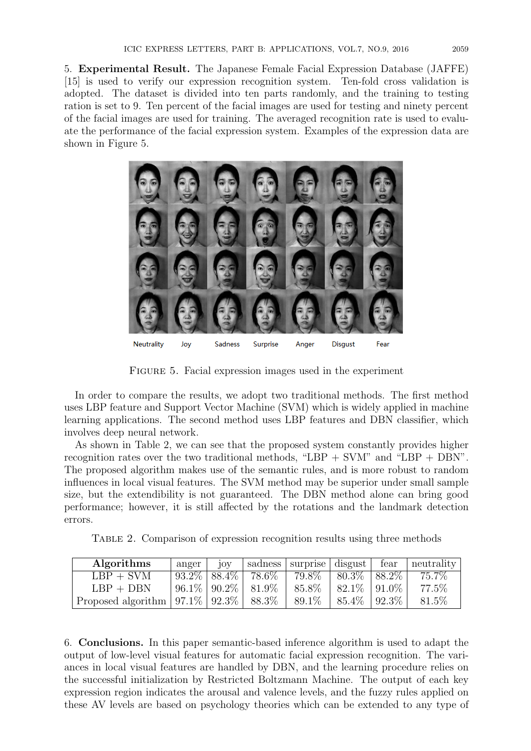5. **Experimental Result.** The Japanese Female Facial Expression Database (JAFFE) [15] is used to verify our expression recognition system. Ten-fold cross validation is adopted. The dataset is divided into ten parts randomly, and the training to testing ration is set to 9. Ten percent of the facial images are used for testing and ninety percent of the facial images are used for training. The averaged recognition rate is used to evaluate the performance of the facial expression system. Examples of the expression data are shown in Figure 5.

Neutrality Joy Sadness Surprise Anger Disgust Fear

FIGURE 5. Facial expression images used in the experiment

In order to compare the results, we adopt two traditional methods. The first method uses LBP feature and Support Vector Machine (SVM) which is widely applied in machine learning applications. The second method uses LBP features and DBN classifier, which involves deep neural network.

As shown in Table 2, we can see that the proposed system constantly provides higher recognition rates over the two traditional methods, "LBP + SVM" and "LBP + DBN". The proposed algorithm makes use of the semantic rules, and is more robust to random influences in local visual features. The SVM method may be superior under small sample size, but the extendibility is not guaranteed. The DBN method alone can bring good performance; however, it is still affected by the rotations and the landmark detection errors.

TABLE 2. Comparison of expression recognition results using three methods

| **Algorithms** | anger | joy | sadness | surprise | disgust | fear | neutrality |
|---|---|---|---|---|---|---|---|
| LBP + SVM | 93.2% | 88.4% | 78.6% | 79.8% | 80.3% | 88.2% | 75.7% |
| LBP + DBN | 96.1% | 90.2% | 81.9% | 85.8% | 82.1% | 91.0% | 77.5% |
| Proposed algorithm | 97.1% | 92.3% | 88.3% | 89.1% | 85.4% | 92.3% | 81.5% |

6. **Conclusions.** In this paper semantic-based inference algorithm is used to adapt the output of low-level visual features for automatic facial expression recognition. The variances in local visual features are handled by DBN, and the learning procedure relies on the successful initialization by Restricted Boltzmann Machine. The output of each key expression region indicates the arousal and valence levels, and the fuzzy rules applied on these AV levels are based on psychology theories which can be extended to any type of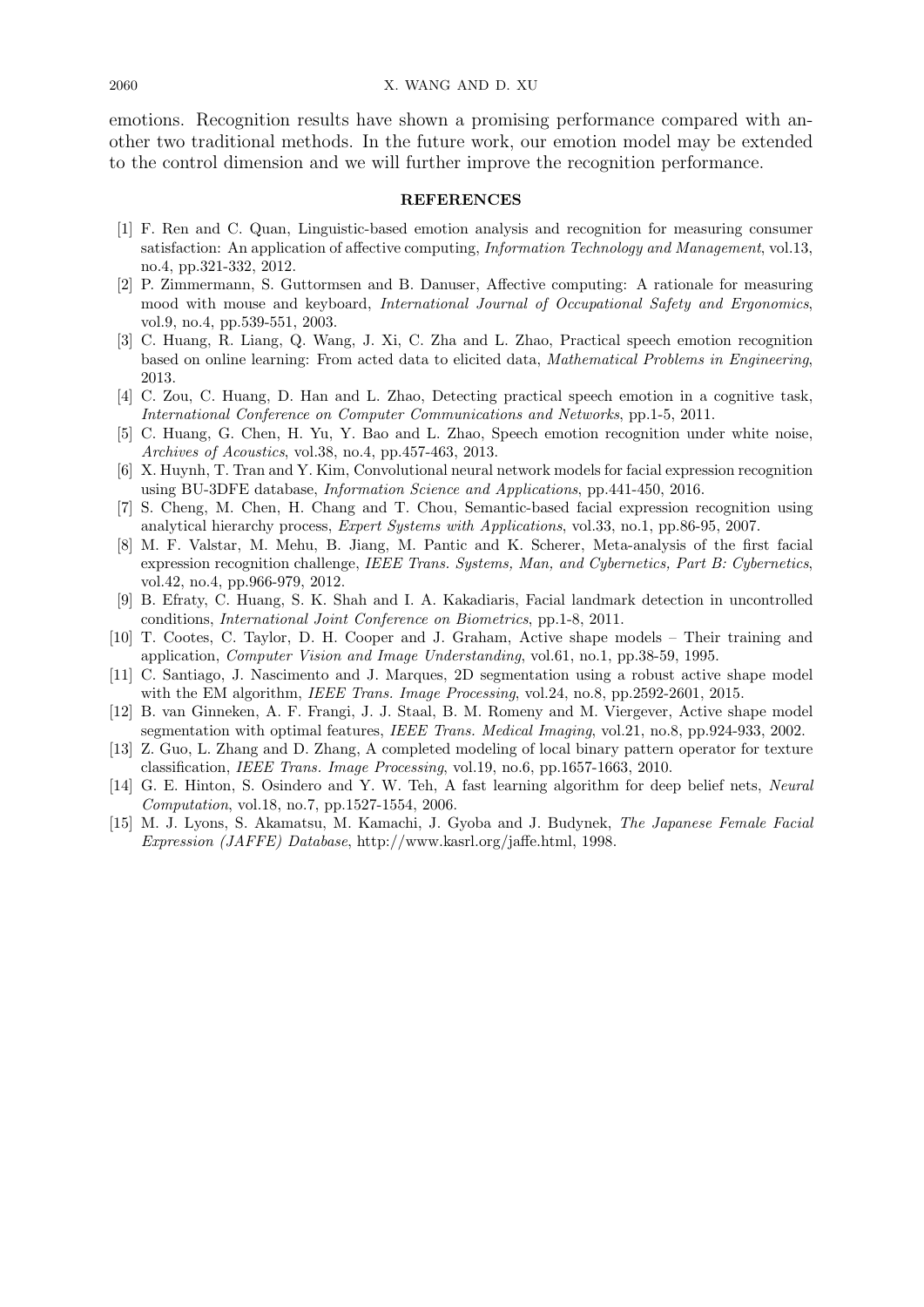emotions. Recognition results have shown a promising performance compared with another two traditional methods. In the future work, our emotion model may be extended to the control dimension and we will further improve the recognition performance.

## REFERENCES

[1] F. Ren and C. Quan, Linguistic-based emotion analysis and recognition for measuring consumer satisfaction: An application of affective computing, *Information Technology and Management*, vol.13, no.4, pp.321-332, 2012.

[2] P. Zimmermann, S. Guttormsen and B. Danuser, Affective computing: A rationale for measuring mood with mouse and keyboard, *International Journal of Occupational Safety and Ergonomics*, vol.9, no.4, pp.539-551, 2003.

[3] C. Huang, R. Liang, Q. Wang, J. Xi, C. Zha and L. Zhao, Practical speech emotion recognition based on online learning: From acted data to elicited data, *Mathematical Problems in Engineering*, 2013.

[4] C. Zou, C. Huang, D. Han and L. Zhao, Detecting practical speech emotion in a cognitive task, *International Conference on Computer Communications and Networks*, pp.1-5, 2011.

[5] C. Huang, G. Chen, H. Yu, Y. Bao and L. Zhao, Speech emotion recognition under white noise, *Archives of Acoustics*, vol.38, no.4, pp.457-463, 2013.

[6] X. Huynh, T. Tran and Y. Kim, Convolutional neural network models for facial expression recognition using BU-3DFE database, *Information Science and Applications*, pp.441-450, 2016.

[7] S. Cheng, M. Chen, H. Chang and T. Chou, Semantic-based facial expression recognition using analytical hierarchy process, *Expert Systems with Applications*, vol.33, no.1, pp.86-95, 2007.

[8] M. F. Valstar, M. Mehu, B. Jiang, M. Pantic and K. Scherer, Meta-analysis of the first facial expression recognition challenge, *IEEE Trans. Systems, Man, and Cybernetics, Part B: Cybernetics*, vol.42, no.4, pp.966-979, 2012.

[9] B. Efraty, C. Huang, S. K. Shah and I. A. Kakadiaris, Facial landmark detection in uncontrolled conditions, *International Joint Conference on Biometrics*, pp.1-8, 2011.

[10] T. Cootes, C. Taylor, D. H. Cooper and J. Graham, Active shape models – Their training and application, *Computer Vision and Image Understanding*, vol.61, no.1, pp.38-59, 1995.

[11] C. Santiago, J. Nascimento and J. Marques, 2D segmentation using a robust active shape model with the EM algorithm, *IEEE Trans. Image Processing*, vol.24, no.8, pp.2592-2601, 2015.

[12] B. van Ginneken, A. F. Frangi, J. J. Staal, B. M. Romeny and M. Viergever, Active shape model segmentation with optimal features, *IEEE Trans. Medical Imaging*, vol.21, no.8, pp.924-933, 2002.

[13] Z. Guo, L. Zhang and D. Zhang, A completed modeling of local binary pattern operator for texture classification, *IEEE Trans. Image Processing*, vol.19, no.6, pp.1657-1663, 2010.

[14] G. E. Hinton, S. Osindero and Y. W. Teh, A fast learning algorithm for deep belief nets, *Neural Computation*, vol.18, no.7, pp.1527-1554, 2006.

[15] M. J. Lyons, S. Akamatsu, M. Kamachi, J. Gyoba and J. Budynek, *The Japanese Female Facial Expression (JAFFE) Database*, http://www.kasrl.org/jaffe.html, 1998.